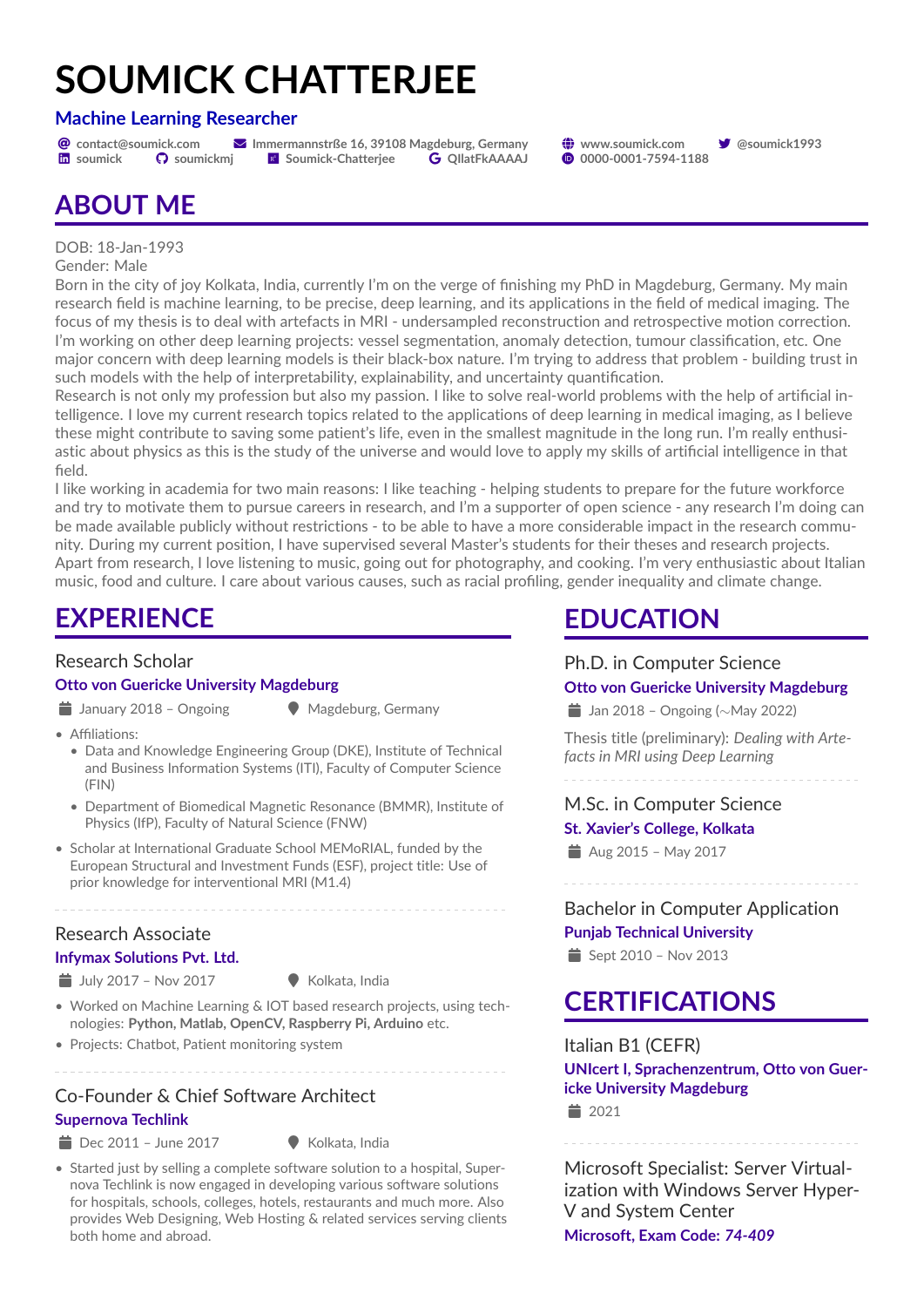# SOUMICK CHATTERJEE

**Machine Learning Researcher**

contact@soumick.com | Immermannnstrße 16, 39108 Magdeburg, Germany | www.soumick.com | @soumick1993
soumick | soumickmj | Soumick-Chatterjee | QllatFkAAAAJ | 0000-0001-7594-1188

## ABOUT ME

DOB: 18-Jan-1993
Gender: Male
Born in the city of joy Kolkata, India, currently I'm on the verge of finishing my PhD in Magdeburg, Germany. My main research field is machine learning, to be precise, deep learning, and its applications in the field of medical imaging. The focus of my thesis is to deal with artefacts in MRI - undersampled reconstruction and retrospective motion correction. I'm working on other deep learning projects: vessel segmentation, anomaly detection, tumour classification, etc. One major concern with deep learning models is their black-box nature. I'm trying to address that problem - building trust in such models with the help of interpretability, explainability, and uncertainty quantification.
Research is not only my profession but also my passion. I like to solve real-world problems with the help of artificial intelligence. I love my current research topics related to the applications of deep learning in medical imaging, as I believe these might contribute to saving some patient's life, even in the smallest magnitude in the long run. I'm really enthusiastic about physics as this is the study of the universe and would love to apply my skills of artificial intelligence in that field.
I like working in academia for two main reasons: I like teaching - helping students to prepare for the future workforce and try to motivate them to pursue careers in research, and I'm a supporter of open science - any research I'm doing can be made available publicly without restrictions - to be able to have a more considerable impact in the research community. During my current position, I have supervised several Master's students for their theses and research projects.
Apart from research, I love listening to music, going out for photography, and cooking. I'm very enthusiastic about Italian music, food and culture. I care about various causes, such as racial profiling, gender inequality and climate change.

## EXPERIENCE

### Research Scholar
**Otto von Guericke University Magdeburg**
January 2018 – Ongoing | Magdeburg, Germany

- Affiliations:
  - Data and Knowledge Engineering Group (DKE), Institute of Technical and Business Information Systems (ITI), Faculty of Computer Science (FIN)
  - Department of Biomedical Magnetic Resonance (BMMR), Institute of Physics (IfP), Faculty of Natural Science (FNW)
- Scholar at International Graduate School MEMoRIAL, funded by the European Structural and Investment Funds (ESF), project title: Use of prior knowledge for interventional MRI (M1.4)

### Research Associate
**Infymax Solutions Pvt. Ltd.**
July 2017 – Nov 2017 | Kolkata, India

- Worked on Machine Learning & IOT based research projects, using technologies: **Python, Matlab, OpenCV, Raspberry Pi, Arduino** etc.
- Projects: Chatbot, Patient monitoring system

### Co-Founder & Chief Software Architect
**Supernova Techlink**
Dec 2011 – June 2017 | Kolkata, India

- Started just by selling a complete software solution to a hospital, Supernova Techlink is now engaged in developing various software solutions for hospitals, schools, colleges, hotels, restaurants and much more. Also provides Web Designing, Web Hosting & related services serving clients both home and abroad.

## EDUCATION

### Ph.D. in Computer Science
**Otto von Guericke University Magdeburg**
Jan 2018 – Ongoing (∼May 2022)

Thesis title (preliminary): *Dealing with Artefacts in MRI using Deep Learning*

### M.Sc. in Computer Science
**St. Xavier's College, Kolkata**
Aug 2015 – May 2017

### Bachelor in Computer Application
**Punjab Technical University**
Sept 2010 – Nov 2013

## CERTIFICATIONS

### Italian B1 (CEFR)
**UNIcert I, Sprachenzentrum, Otto von Guericke University Magdeburg**
2021

### Microsoft Specialist: Server Virtualization with Windows Server Hyper-V and System Center
**Microsoft, Exam Code: *74-409***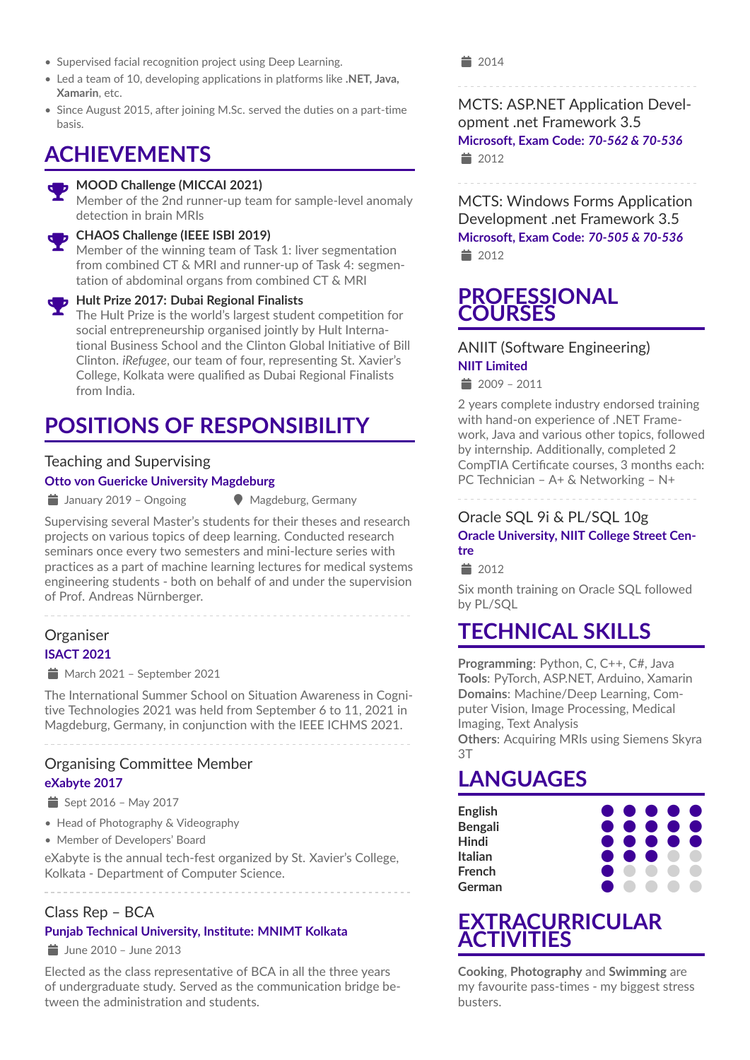- Supervised facial recognition project using Deep Learning.
- Led a team of 10, developing applications in platforms like **.NET, Java, Xamarin**, etc.
- Since August 2015, after joining M.Sc. served the duties on a part-time basis.

## ACHIEVEMENTS

**MOOD Challenge (MICCAI 2021)**
Member of the 2nd runner-up team for sample-level anomaly detection in brain MRIs

**CHAOS Challenge (IEEE ISBI 2019)**
Member of the winning team of Task 1: liver segmentation from combined CT & MRI and runner-up of Task 4: segmentation of abdominal organs from combined CT & MRI

**Hult Prize 2017: Dubai Regional Finalists**
The Hult Prize is the world's largest student competition for social entrepreneurship organised jointly by Hult International Business School and the Clinton Global Initiative of Bill Clinton. *iRefugee*, our team of four, representing St. Xavier's College, Kolkata were qualified as Dubai Regional Finalists from India.

## POSITIONS OF RESPONSIBILITY

### Teaching and Supervising
**Otto von Guericke University Magdeburg**
January 2019 – Ongoing | Magdeburg, Germany

Supervising several Master's students for their theses and research projects on various topics of deep learning. Conducted research seminars once every two semesters and mini-lecture series with practices as a part of machine learning lectures for medical systems engineering students - both on behalf of and under the supervision of Prof. Andreas Nürnberger.

### Organiser
**ISACT 2021**
March 2021 – September 2021

The International Summer School on Situation Awareness in Cognitive Technologies 2021 was held from September 6 to 11, 2021 in Magdeburg, Germany, in conjunction with the IEEE ICHMS 2021.

### Organising Committee Member
**eXabyte 2017**
Sept 2016 – May 2017

- Head of Photography & Videography
- Member of Developers' Board

eXabyte is the annual tech-fest organized by St. Xavier's College, Kolkata - Department of Computer Science.

### Class Rep – BCA
**Punjab Technical University, Institute: MNIMT Kolkata**
June 2010 – June 2013

Elected as the class representative of BCA in all the three years of undergraduate study. Served as the communication bridge between the administration and students.

2014

### MCTS: ASP.NET Application Development .net Framework 3.5
**Microsoft, Exam Code: *70-562 & 70-536***
2012

### MCTS: Windows Forms Application Development .net Framework 3.5
**Microsoft, Exam Code: *70-505 & 70-536***
2012

## PROFESSIONAL COURSES

### ANIIT (Software Engineering)
**NIIT Limited**
2009 – 2011

2 years complete industry endorsed training with hand-on experience of .NET Framework, Java and various other topics, followed by internship. Additionally, completed 2 CompTIA Certificate courses, 3 months each: PC Technician – A+ & Networking – N+

### Oracle SQL 9i & PL/SQL 10g
**Oracle University, NIIT College Street Centre**
2012

Six month training on Oracle SQL followed by PL/SQL

## TECHNICAL SKILLS

**Programming**: Python, C, C++, C#, Java
**Tools**: PyTorch, ASP.NET, Arduino, Xamarin
**Domains**: Machine/Deep Learning, Computer Vision, Image Processing, Medical Imaging, Text Analysis
**Others**: Acquiring MRIs using Siemens Skyra 3T

## LANGUAGES

| Language | Proficiency |
|---|---|
| **English** | ●●●●● |
| **Bengali** | ●●●●● |
| **Hindi** | ●●●●● |
| **Italian** | ●●●○○ |
| **French** | ●○○○○ |
| **German** | ●○○○○ |

## EXTRACURRICULAR ACTIVITIES

**Cooking**, **Photography** and **Swimming** are my favourite pass-times - my biggest stress busters.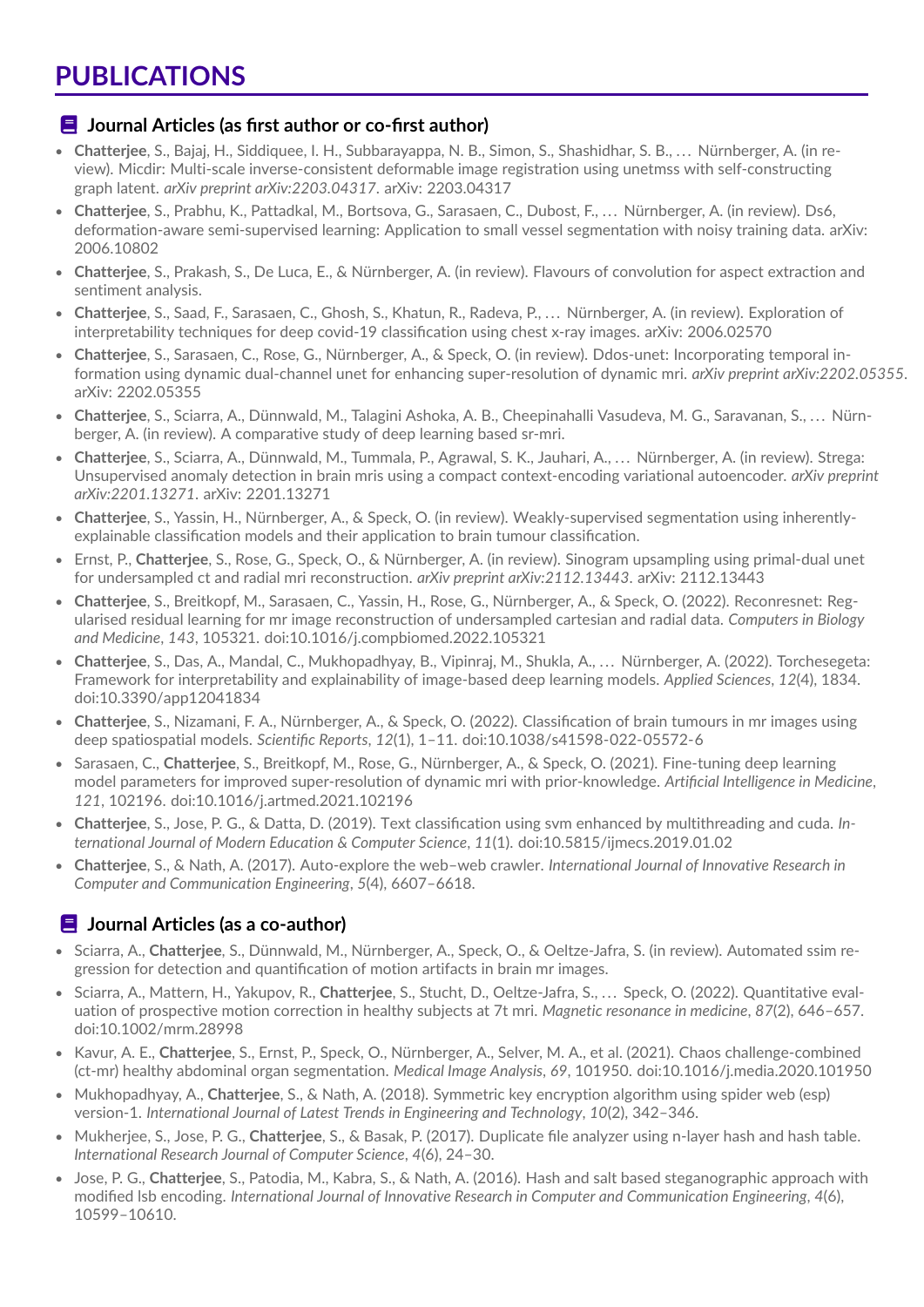# PUBLICATIONS

## Journal Articles (as first author or co-first author)

- **Chatterjee**, S., Bajaj, H., Siddiquee, I. H., Subbarayappa, N. B., Simon, S., Shashidhar, S. B., … Nürnberger, A. (in review). Micdir: Multi-scale inverse-consistent deformable image registration using unetmss with self-constructing graph latent. *arXiv preprint arXiv:2203.04317*. arXiv: 2203.04317
- **Chatterjee**, S., Prabhu, K., Pattadkal, M., Bortsova, G., Sarasaen, C., Dubost, F., … Nürnberger, A. (in review). Ds6, deformation-aware semi-supervised learning: Application to small vessel segmentation with noisy training data. arXiv: 2006.10802
- **Chatterjee**, S., Prakash, S., De Luca, E., & Nürnberger, A. (in review). Flavours of convolution for aspect extraction and sentiment analysis.
- **Chatterjee**, S., Saad, F., Sarasaen, C., Ghosh, S., Khatun, R., Radeva, P., … Nürnberger, A. (in review). Exploration of interpretability techniques for deep covid-19 classification using chest x-ray images. arXiv: 2006.02570
- **Chatterjee**, S., Sarasaen, C., Rose, G., Nürnberger, A., & Speck, O. (in review). Ddos-unet: Incorporating temporal information using dynamic dual-channel unet for enhancing super-resolution of dynamic mri. *arXiv preprint arXiv:2202.05355*. arXiv: 2202.05355
- **Chatterjee**, S., Sciarra, A., Dünnwald, M., Talagini Ashoka, A. B., Cheepinahalli Vasudeva, M. G., Saravanan, S., … Nürnberger, A. (in review). A comparative study of deep learning based sr-mri.
- **Chatterjee**, S., Sciarra, A., Dünnwald, M., Tummala, P., Agrawal, S. K., Jauhari, A., … Nürnberger, A. (in review). Strega: Unsupervised anomaly detection in brain mris using a compact context-encoding variational autoencoder. *arXiv preprint arXiv:2201.13271*. arXiv: 2201.13271
- **Chatterjee**, S., Yassin, H., Nürnberger, A., & Speck, O. (in review). Weakly-supervised segmentation using inherently-explainable classification models and their application to brain tumour classification.
- Ernst, P., **Chatterjee**, S., Rose, G., Speck, O., & Nürnberger, A. (in review). Sinogram upsampling using primal-dual unet for undersampled ct and radial mri reconstruction. *arXiv preprint arXiv:2112.13443*. arXiv: 2112.13443
- **Chatterjee**, S., Breitkopf, M., Sarasaen, C., Yassin, H., Rose, G., Nürnberger, A., & Speck, O. (2022). Reconresnet: Regularised residual learning for mr image reconstruction of undersampled cartesian and radial data. *Computers in Biology and Medicine*, *143*, 105321. doi:10.1016/j.compbiomed.2022.105321
- **Chatterjee**, S., Das, A., Mandal, C., Mukhopadhyay, B., Vipinraj, M., Shukla, A., … Nürnberger, A. (2022). Torchesegeta: Framework for interpretability and explainability of image-based deep learning models. *Applied Sciences*, *12*(4), 1834. doi:10.3390/app12041834
- **Chatterjee**, S., Nizamani, F. A., Nürnberger, A., & Speck, O. (2022). Classification of brain tumours in mr images using deep spatiospatial models. *Scientific Reports*, *12*(1), 1–11. doi:10.1038/s41598-022-05572-6
- Sarasaen, C., **Chatterjee**, S., Breitkopf, M., Rose, G., Nürnberger, A., & Speck, O. (2021). Fine-tuning deep learning model parameters for improved super-resolution of dynamic mri with prior-knowledge. *Artificial Intelligence in Medicine*, *121*, 102196. doi:10.1016/j.artmed.2021.102196
- **Chatterjee**, S., Jose, P. G., & Datta, D. (2019). Text classification using svm enhanced by multithreading and cuda. *International Journal of Modern Education & Computer Science*, *11*(1). doi:10.5815/ijmecs.2019.01.02
- **Chatterjee**, S., & Nath, A. (2017). Auto-explore the web–web crawler. *International Journal of Innovative Research in Computer and Communication Engineering*, *5*(4), 6607–6618.

## Journal Articles (as a co-author)

- Sciarra, A., **Chatterjee**, S., Dünnwald, M., Nürnberger, A., Speck, O., & Oeltze-Jafra, S. (in review). Automated ssim regression for detection and quantification of motion artifacts in brain mr images.
- Sciarra, A., Mattern, H., Yakupov, R., **Chatterjee**, S., Stucht, D., Oeltze-Jafra, S., … Speck, O. (2022). Quantitative evaluation of prospective motion correction in healthy subjects at 7t mri. *Magnetic resonance in medicine*, *87*(2), 646–657. doi:10.1002/mrm.28998
- Kavur, A. E., **Chatterjee**, S., Ernst, P., Speck, O., Nürnberger, A., Selver, M. A., et al. (2021). Chaos challenge-combined (ct-mr) healthy abdominal organ segmentation. *Medical Image Analysis*, *69*, 101950. doi:10.1016/j.media.2020.101950
- Mukhopadhyay, A., **Chatterjee**, S., & Nath, A. (2018). Symmetric key encryption algorithm using spider web (esp) version-1. *International Journal of Latest Trends in Engineering and Technology*, *10*(2), 342–346.
- Mukherjee, S., Jose, P. G., **Chatterjee**, S., & Basak, P. (2017). Duplicate file analyzer using n-layer hash and hash table. *International Research Journal of Computer Science*, *4*(6), 24–30.
- Jose, P. G., **Chatterjee**, S., Patodia, M., Kabra, S., & Nath, A. (2016). Hash and salt based steganographic approach with modified lsb encoding. *International Journal of Innovative Research in Computer and Communication Engineering*, *4*(6), 10599–10610.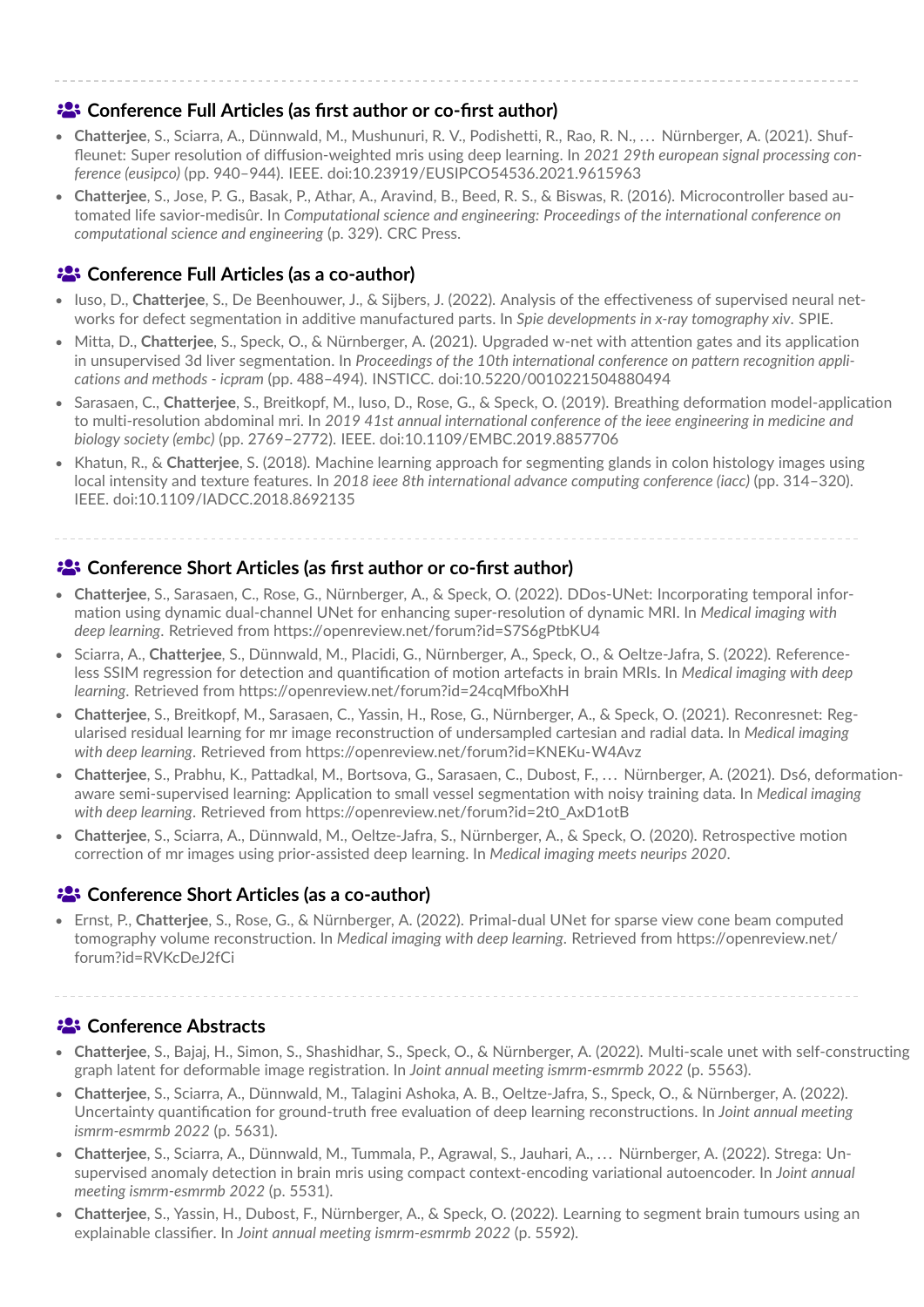## Conference Full Articles (as first author or co-first author)

- **Chatterjee**, S., Sciarra, A., Dünnwald, M., Mushunuri, R. V., Podishetti, R., Rao, R. N., … Nürnberger, A. (2021). Shuffleunet: Super resolution of diffusion-weighted mris using deep learning. In *2021 29th european signal processing conference (eusipco)* (pp. 940–944). IEEE. doi:10.23919/EUSIPCO54536.2021.9615963
- **Chatterjee**, S., Jose, P. G., Basak, P., Athar, A., Aravind, B., Beed, R. S., & Biswas, R. (2016). Microcontroller based automated life savior-medisûr. In *Computational science and engineering: Proceedings of the international conference on computational science and engineering* (p. 329). CRC Press.

## Conference Full Articles (as a co-author)

- Iuso, D., **Chatterjee**, S., De Beenhouwer, J., & Sijbers, J. (2022). Analysis of the effectiveness of supervised neural networks for defect segmentation in additive manufactured parts. In *Spie developments in x-ray tomography xiv*. SPIE.
- Mitta, D., **Chatterjee**, S., Speck, O., & Nürnberger, A. (2021). Upgraded w-net with attention gates and its application in unsupervised 3d liver segmentation. In *Proceedings of the 10th international conference on pattern recognition applications and methods - icpram* (pp. 488–494). INSTICC. doi:10.5220/0010221504880494
- Sarasaen, C., **Chatterjee**, S., Breitkopf, M., Iuso, D., Rose, G., & Speck, O. (2019). Breathing deformation model-application to multi-resolution abdominal mri. In *2019 41st annual international conference of the ieee engineering in medicine and biology society (embc)* (pp. 2769–2772). IEEE. doi:10.1109/EMBC.2019.8857706
- Khatun, R., & **Chatterjee**, S. (2018). Machine learning approach for segmenting glands in colon histology images using local intensity and texture features. In *2018 ieee 8th international advance computing conference (iacc)* (pp. 314–320). IEEE. doi:10.1109/IADCC.2018.8692135

## Conference Short Articles (as first author or co-first author)

- **Chatterjee**, S., Sarasaen, C., Rose, G., Nürnberger, A., & Speck, O. (2022). DDos-UNet: Incorporating temporal information using dynamic dual-channel UNet for enhancing super-resolution of dynamic MRI. In *Medical imaging with deep learning*. Retrieved from https://openreview.net/forum?id=S7S6gPtbKU4
- Sciarra, A., **Chatterjee**, S., Dünnwald, M., Placidi, G., Nürnberger, A., Speck, O., & Oeltze-Jafra, S. (2022). Reference-less SSIM regression for detection and quantification of motion artefacts in brain MRIs. In *Medical imaging with deep learning*. Retrieved from https://openreview.net/forum?id=24cqMfboXhH
- **Chatterjee**, S., Breitkopf, M., Sarasaen, C., Yassin, H., Rose, G., Nürnberger, A., & Speck, O. (2021). Reconresnet: Regularised residual learning for mr image reconstruction of undersampled cartesian and radial data. In *Medical imaging with deep learning*. Retrieved from https://openreview.net/forum?id=KNEKu-W4Avz
- **Chatterjee**, S., Prabhu, K., Pattadkal, M., Bortsova, G., Sarasaen, C., Dubost, F., … Nürnberger, A. (2021). Ds6, deformation-aware semi-supervised learning: Application to small vessel segmentation with noisy training data. In *Medical imaging with deep learning*. Retrieved from https://openreview.net/forum?id=2t0_AxD1otB
- **Chatterjee**, S., Sciarra, A., Dünnwald, M., Oeltze-Jafra, S., Nürnberger, A., & Speck, O. (2020). Retrospective motion correction of mr images using prior-assisted deep learning. In *Medical imaging meets neurips 2020*.

## Conference Short Articles (as a co-author)

- Ernst, P., **Chatterjee**, S., Rose, G., & Nürnberger, A. (2022). Primal-dual UNet for sparse view cone beam computed tomography volume reconstruction. In *Medical imaging with deep learning*. Retrieved from https://openreview.net/forum?id=RVKcDeJ2fCi

## Conference Abstracts

- **Chatterjee**, S., Bajaj, H., Simon, S., Shashidhar, S., Speck, O., & Nürnberger, A. (2022). Multi-scale unet with self-constructing graph latent for deformable image registration. In *Joint annual meeting ismrm-esmrmb 2022* (p. 5563).
- **Chatterjee**, S., Sciarra, A., Dünnwald, M., Talagini Ashoka, A. B., Oeltze-Jafra, S., Speck, O., & Nürnberger, A. (2022). Uncertainty quantification for ground-truth free evaluation of deep learning reconstructions. In *Joint annual meeting ismrm-esmrmb 2022* (p. 5631).
- **Chatterjee**, S., Sciarra, A., Dünnwald, M., Tummala, P., Agrawal, S., Jauhari, A., … Nürnberger, A. (2022). Strega: Unsupervised anomaly detection in brain mris using compact context-encoding variational autoencoder. In *Joint annual meeting ismrm-esmrmb 2022* (p. 5531).
- **Chatterjee**, S., Yassin, H., Dubost, F., Nürnberger, A., & Speck, O. (2022). Learning to segment brain tumours using an explainable classifier. In *Joint annual meeting ismrm-esmrmb 2022* (p. 5592).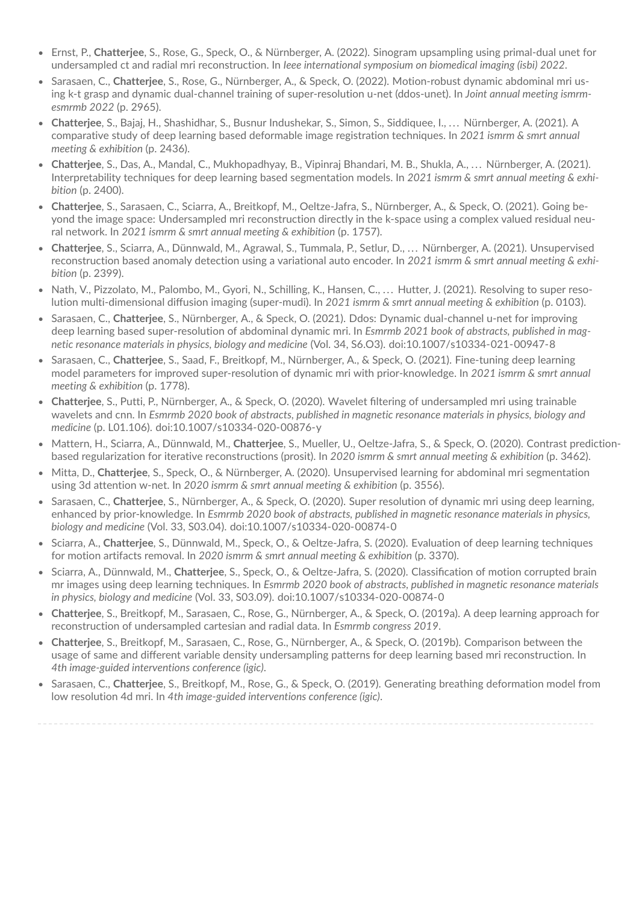- Ernst, P., **Chatterjee**, S., Rose, G., Speck, O., & Nürnberger, A. (2022). Sinogram upsampling using primal-dual unet for undersampled ct and radial mri reconstruction. In *Ieee international symposium on biomedical imaging (isbi) 2022*.
- Sarasaen, C., **Chatterjee**, S., Rose, G., Nürnberger, A., & Speck, O. (2022). Motion-robust dynamic abdominal mri using k-t grasp and dynamic dual-channel training of super-resolution u-net (ddos-unet). In *Joint annual meeting ismrm-esmrmb 2022* (p. 2965).
- **Chatterjee**, S., Bajaj, H., Shashidhar, S., Busnur Indushekar, S., Simon, S., Siddiquee, I., … Nürnberger, A. (2021). A comparative study of deep learning based deformable image registration techniques. In *2021 ismrm & smrt annual meeting & exhibition* (p. 2436).
- **Chatterjee**, S., Das, A., Mandal, C., Mukhopadhyay, B., Vipinraj Bhandari, M. B., Shukla, A., … Nürnberger, A. (2021). Interpretability techniques for deep learning based segmentation models. In *2021 ismrm & smrt annual meeting & exhibition* (p. 2400).
- **Chatterjee**, S., Sarasaen, C., Sciarra, A., Breitkopf, M., Oeltze-Jafra, S., Nürnberger, A., & Speck, O. (2021). Going beyond the image space: Undersampled mri reconstruction directly in the k-space using a complex valued residual neural network. In *2021 ismrm & smrt annual meeting & exhibition* (p. 1757).
- **Chatterjee**, S., Sciarra, A., Dünnwald, M., Agrawal, S., Tummala, P., Setlur, D., … Nürnberger, A. (2021). Unsupervised reconstruction based anomaly detection using a variational auto encoder. In *2021 ismrm & smrt annual meeting & exhibition* (p. 2399).
- Nath, V., Pizzolato, M., Palombo, M., Gyori, N., Schilling, K., Hansen, C., … Hutter, J. (2021). Resolving to super resolution multi-dimensional diffusion imaging (super-mudi). In *2021 ismrm & smrt annual meeting & exhibition* (p. 0103).
- Sarasaen, C., **Chatterjee**, S., Nürnberger, A., & Speck, O. (2021). Ddos: Dynamic dual-channel u-net for improving deep learning based super-resolution of abdominal dynamic mri. In *Esmrmb 2021 book of abstracts, published in magnetic resonance materials in physics, biology and medicine* (Vol. 34, S6.O3). doi:10.1007/s10334-021-00947-8
- Sarasaen, C., **Chatterjee**, S., Saad, F., Breitkopf, M., Nürnberger, A., & Speck, O. (2021). Fine-tuning deep learning model parameters for improved super-resolution of dynamic mri with prior-knowledge. In *2021 ismrm & smrt annual meeting & exhibition* (p. 1778).
- **Chatterjee**, S., Putti, P., Nürnberger, A., & Speck, O. (2020). Wavelet filtering of undersampled mri using trainable wavelets and cnn. In *Esmrmb 2020 book of abstracts, published in magnetic resonance materials in physics, biology and medicine* (p. L01.106). doi:10.1007/s10334-020-00876-y
- Mattern, H., Sciarra, A., Dünnwald, M., **Chatterjee**, S., Mueller, U., Oeltze-Jafra, S., & Speck, O. (2020). Contrast prediction-based regularization for iterative reconstructions (prosit). In *2020 ismrm & smrt annual meeting & exhibition* (p. 3462).
- Mitta, D., **Chatterjee**, S., Speck, O., & Nürnberger, A. (2020). Unsupervised learning for abdominal mri segmentation using 3d attention w-net. In *2020 ismrm & smrt annual meeting & exhibition* (p. 3556).
- Sarasaen, C., **Chatterjee**, S., Nürnberger, A., & Speck, O. (2020). Super resolution of dynamic mri using deep learning, enhanced by prior-knowledge. In *Esmrmb 2020 book of abstracts, published in magnetic resonance materials in physics, biology and medicine* (Vol. 33, S03.04). doi:10.1007/s10334-020-00874-0
- Sciarra, A., **Chatterjee**, S., Dünnwald, M., Speck, O., & Oeltze-Jafra, S. (2020). Evaluation of deep learning techniques for motion artifacts removal. In *2020 ismrm & smrt annual meeting & exhibition* (p. 3370).
- Sciarra, A., Dünnwald, M., **Chatterjee**, S., Speck, O., & Oeltze-Jafra, S. (2020). Classification of motion corrupted brain mr images using deep learning techniques. In *Esmrmb 2020 book of abstracts, published in magnetic resonance materials in physics, biology and medicine* (Vol. 33, S03.09). doi:10.1007/s10334-020-00874-0
- **Chatterjee**, S., Breitkopf, M., Sarasaen, C., Rose, G., Nürnberger, A., & Speck, O. (2019a). A deep learning approach for reconstruction of undersampled cartesian and radial data. In *Esmrmb congress 2019*.
- **Chatterjee**, S., Breitkopf, M., Sarasaen, C., Rose, G., Nürnberger, A., & Speck, O. (2019b). Comparison between the usage of same and different variable density undersampling patterns for deep learning based mri reconstruction. In *4th image-guided interventions conference (igic)*.
- Sarasaen, C., **Chatterjee**, S., Breitkopf, M., Rose, G., & Speck, O. (2019). Generating breathing deformation model from low resolution 4d mri. In *4th image-guided interventions conference (igic)*.